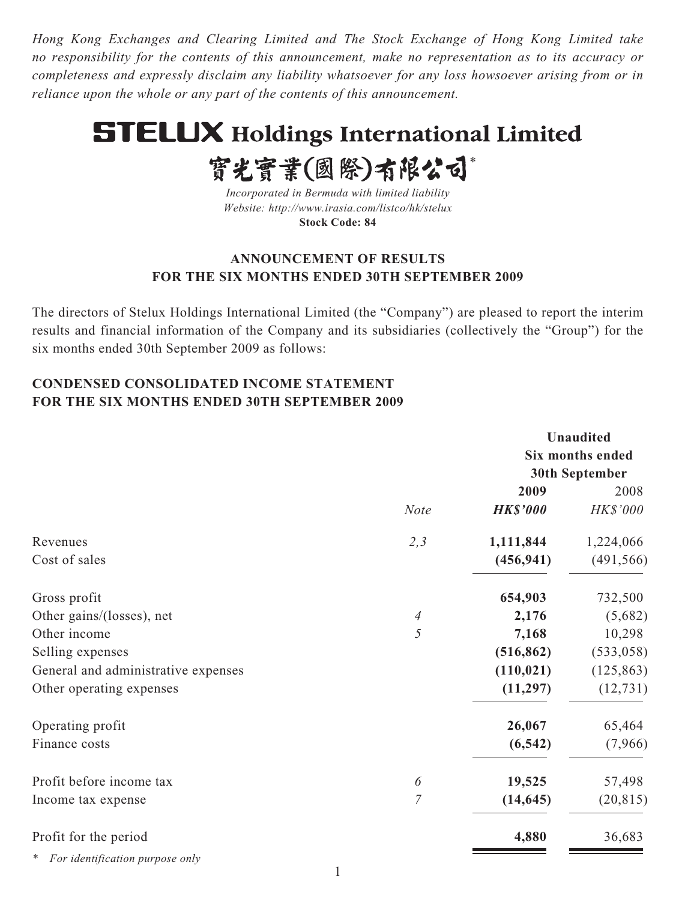*Hong Kong Exchanges and Clearing Limited and The Stock Exchange of Hong Kong Limited take no responsibility for the contents of this announcement, make no representation as to its accuracy or completeness and expressly disclaim any liability whatsoever for any loss howsoever arising from or in reliance upon the whole or any part of the contents of this announcement.*

# STELUX Holdings International Limited

# 寶光實業(國際)有限公司*

*Incorporated in Bermuda with limited liability*
*Website: http://www.irasia.com/listco/hk/stelux*
**Stock Code: 84**

## ANNOUNCEMENT OF RESULTS FOR THE SIX MONTHS ENDED 30TH SEPTEMBER 2009

The directors of Stelux Holdings International Limited (the "Company") are pleased to report the interim results and financial information of the Company and its subsidiaries (collectively the "Group") for the six months ended 30th September 2009 as follows:

## CONDENSED CONSOLIDATED INCOME STATEMENT FOR THE SIX MONTHS ENDED 30TH SEPTEMBER 2009

| | | Unaudited Six months ended 30th September | |
|---|---|---|---|
| | | **2009** | 2008 |
| | *Note* | ***HK$'000*** | *HK$'000* |
| Revenues | *2,3* | **1,111,844** | 1,224,066 |
| Cost of sales | | **(456,941)** | (491,566) |
| Gross profit | | **654,903** | 732,500 |
| Other gains/(losses), net | *4* | **2,176** | (5,682) |
| Other income | *5* | **7,168** | 10,298 |
| Selling expenses | | **(516,862)** | (533,058) |
| General and administrative expenses | | **(110,021)** | (125,863) |
| Other operating expenses | | **(11,297)** | (12,731) |
| Operating profit | | **26,067** | 65,464 |
| Finance costs | | **(6,542)** | (7,966) |
| Profit before income tax | *6* | **19,525** | 57,498 |
| Income tax expense | *7* | **(14,645)** | (20,815) |
| Profit for the period | | **4,880** | 36,683 |

\* *For identification purpose only*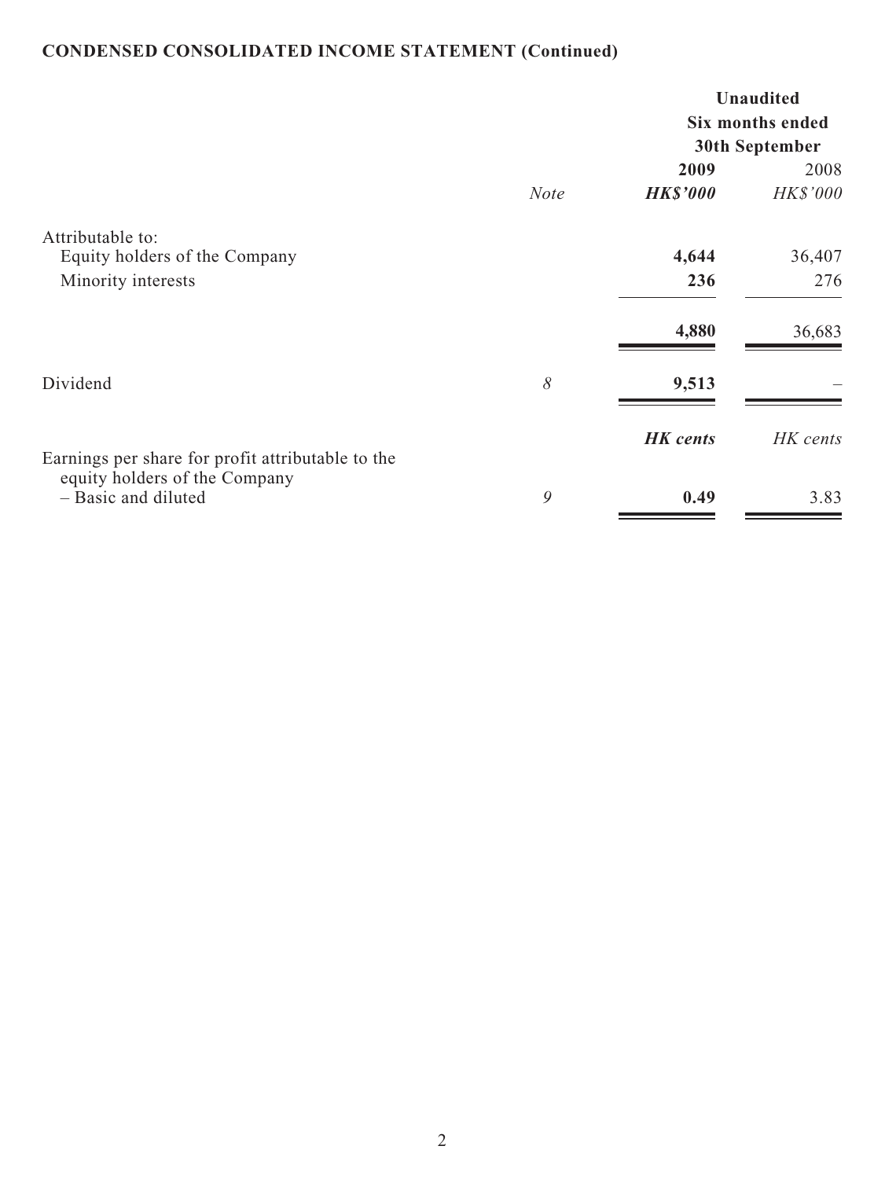**CONDENSED CONSOLIDATED INCOME STATEMENT (Continued)**

| | | Unaudited | |
|---|---|---|---|
| | | Six months ended 30th September | |
| | | **2009** | 2008 |
| | *Note* | ***HK$'000*** | *HK$'000* |
| Attributable to: | | | |
| Equity holders of the Company | | **4,644** | 36,407 |
| Minority interests | | **236** | 276 |
| | | **4,880** | 36,683 |
| Dividend | *8* | **9,513** | – |
| | | ***HK cents*** | *HK cents* |
| Earnings per share for profit attributable to the equity holders of the Company – Basic and diluted | *9* | **0.49** | 3.83 |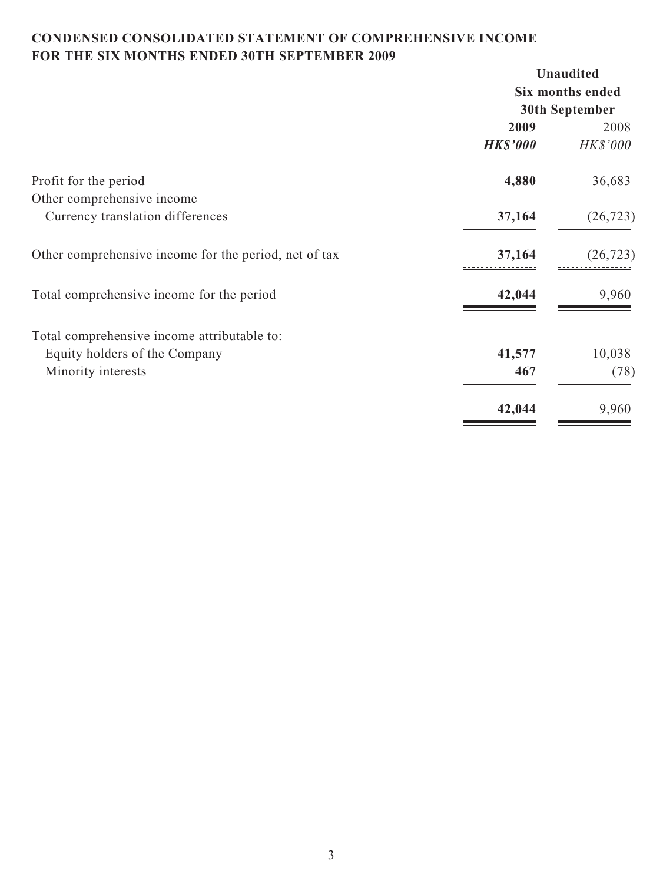**CONDENSED CONSOLIDATED STATEMENT OF COMPREHENSIVE INCOME**
**FOR THE SIX MONTHS ENDED 30TH SEPTEMBER 2009**

| | Unaudited | |
|---|---|---|
| | Six months ended 30th September | |
| | **2009** | 2008 |
| | ***HK$'000*** | *HK$'000* |
| Profit for the period | **4,880** | 36,683 |
| Other comprehensive income | | |
| Currency translation differences | **37,164** | (26,723) |
| Other comprehensive income for the period, net of tax | **37,164** | (26,723) |
| Total comprehensive income for the period | **42,044** | 9,960 |
| Total comprehensive income attributable to: | | |
| Equity holders of the Company | **41,577** | 10,038 |
| Minority interests | **467** | (78) |
| | **42,044** | 9,960 |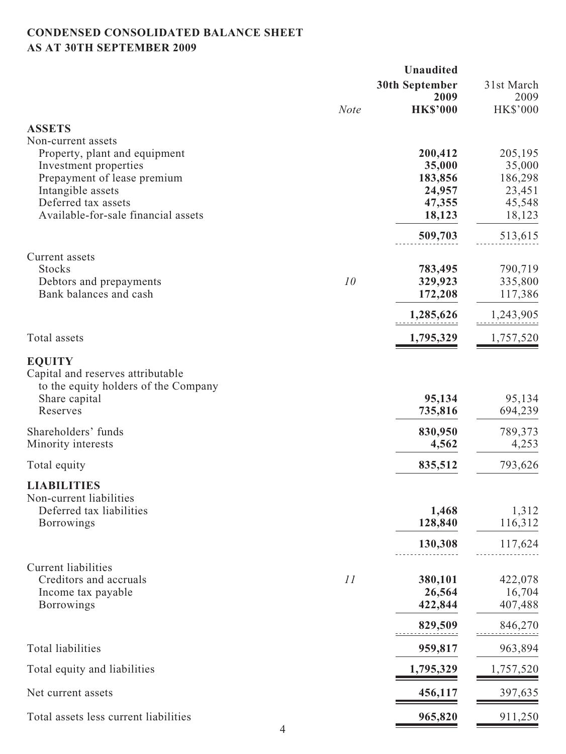**CONDENSED CONSOLIDATED BALANCE SHEET**
**AS AT 30TH SEPTEMBER 2009**

| | Note | Unaudited 30th September 2009 HK$'000 | 31st March 2009 HK$'000 |
|---|---|---|---|
| **ASSETS** | | | |
| Non-current assets | | | |
| Property, plant and equipment | | **200,412** | 205,195 |
| Investment properties | | **35,000** | 35,000 |
| Prepayment of lease premium | | **183,856** | 186,298 |
| Intangible assets | | **24,957** | 23,451 |
| Deferred tax assets | | **47,355** | 45,548 |
| Available-for-sale financial assets | | **18,123** | 18,123 |
| | | **509,703** | 513,615 |
| Current assets | | | |
| Stocks | | **783,495** | 790,719 |
| Debtors and prepayments | *10* | **329,923** | 335,800 |
| Bank balances and cash | | **172,208** | 117,386 |
| | | **1,285,626** | 1,243,905 |
| Total assets | | **1,795,329** | 1,757,520 |
| **EQUITY** | | | |
| Capital and reserves attributable to the equity holders of the Company | | | |
| Share capital | | **95,134** | 95,134 |
| Reserves | | **735,816** | 694,239 |
| Shareholders' funds | | **830,950** | 789,373 |
| Minority interests | | **4,562** | 4,253 |
| Total equity | | **835,512** | 793,626 |
| **LIABILITIES** | | | |
| Non-current liabilities | | | |
| Deferred tax liabilities | | **1,468** | 1,312 |
| Borrowings | | **128,840** | 116,312 |
| | | **130,308** | 117,624 |
| Current liabilities | | | |
| Creditors and accruals | *11* | **380,101** | 422,078 |
| Income tax payable | | **26,564** | 16,704 |
| Borrowings | | **422,844** | 407,488 |
| | | **829,509** | 846,270 |
| Total liabilities | | **959,817** | 963,894 |
| Total equity and liabilities | | **1,795,329** | 1,757,520 |
| Net current assets | | **456,117** | 397,635 |
| Total assets less current liabilities | | **965,820** | 911,250 |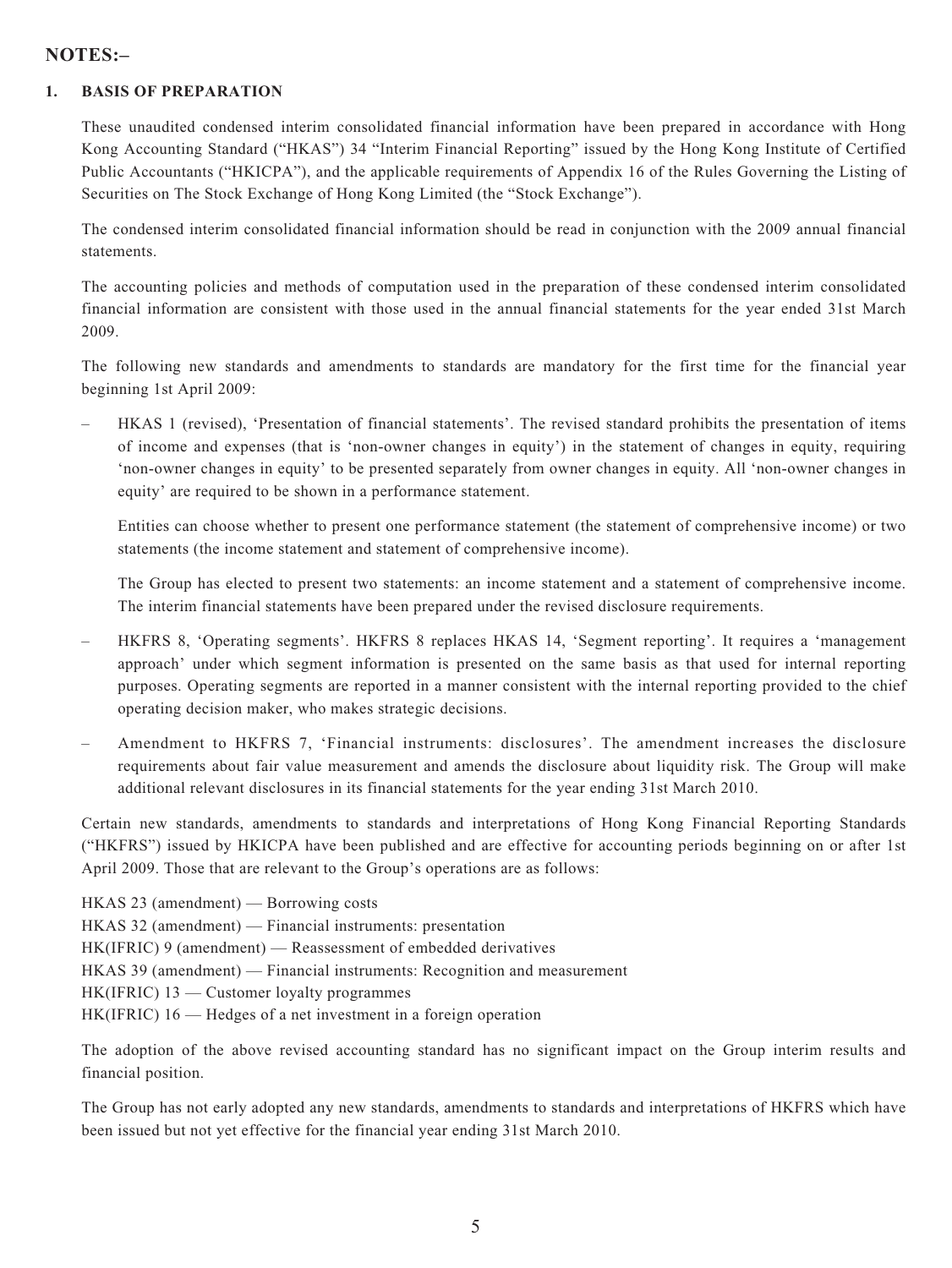## NOTES:–

### 1. BASIS OF PREPARATION

These unaudited condensed interim consolidated financial information have been prepared in accordance with Hong Kong Accounting Standard ("HKAS") 34 "Interim Financial Reporting" issued by the Hong Kong Institute of Certified Public Accountants ("HKICPA"), and the applicable requirements of Appendix 16 of the Rules Governing the Listing of Securities on The Stock Exchange of Hong Kong Limited (the "Stock Exchange").

The condensed interim consolidated financial information should be read in conjunction with the 2009 annual financial statements.

The accounting policies and methods of computation used in the preparation of these condensed interim consolidated financial information are consistent with those used in the annual financial statements for the year ended 31st March 2009.

The following new standards and amendments to standards are mandatory for the first time for the financial year beginning 1st April 2009:

– HKAS 1 (revised), 'Presentation of financial statements'. The revised standard prohibits the presentation of items of income and expenses (that is 'non-owner changes in equity') in the statement of changes in equity, requiring 'non-owner changes in equity' to be presented separately from owner changes in equity. All 'non-owner changes in equity' are required to be shown in a performance statement.

  Entities can choose whether to present one performance statement (the statement of comprehensive income) or two statements (the income statement and statement of comprehensive income).

  The Group has elected to present two statements: an income statement and a statement of comprehensive income. The interim financial statements have been prepared under the revised disclosure requirements.

– HKFRS 8, 'Operating segments'. HKFRS 8 replaces HKAS 14, 'Segment reporting'. It requires a 'management approach' under which segment information is presented on the same basis as that used for internal reporting purposes. Operating segments are reported in a manner consistent with the internal reporting provided to the chief operating decision maker, who makes strategic decisions.

– Amendment to HKFRS 7, 'Financial instruments: disclosures'. The amendment increases the disclosure requirements about fair value measurement and amends the disclosure about liquidity risk. The Group will make additional relevant disclosures in its financial statements for the year ending 31st March 2010.

Certain new standards, amendments to standards and interpretations of Hong Kong Financial Reporting Standards ("HKFRS") issued by HKICPA have been published and are effective for accounting periods beginning on or after 1st April 2009. Those that are relevant to the Group's operations are as follows:

HKAS 23 (amendment) — Borrowing costs
HKAS 32 (amendment) — Financial instruments: presentation
HK(IFRIC) 9 (amendment) — Reassessment of embedded derivatives
HKAS 39 (amendment) — Financial instruments: Recognition and measurement
HK(IFRIC) 13 — Customer loyalty programmes
HK(IFRIC) 16 — Hedges of a net investment in a foreign operation

The adoption of the above revised accounting standard has no significant impact on the Group interim results and financial position.

The Group has not early adopted any new standards, amendments to standards and interpretations of HKFRS which have been issued but not yet effective for the financial year ending 31st March 2010.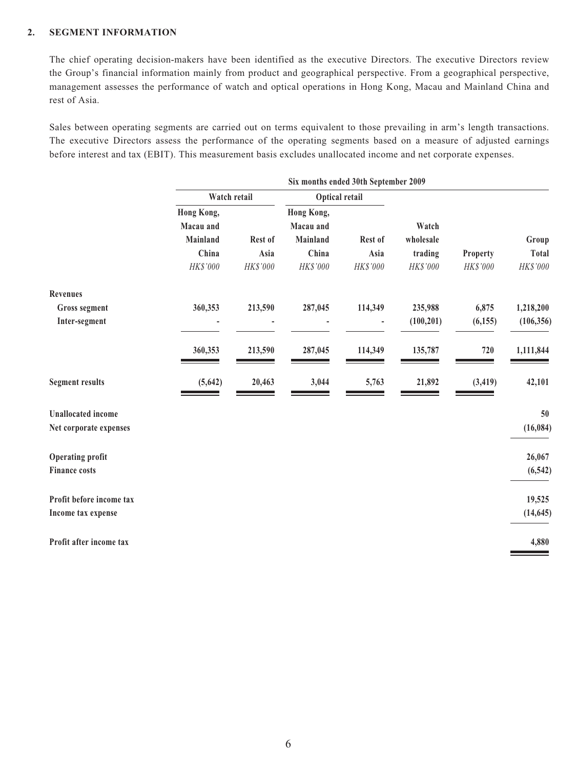## 2. SEGMENT INFORMATION

The chief operating decision-makers have been identified as the executive Directors. The executive Directors review the Group's financial information mainly from product and geographical perspective. From a geographical perspective, management assesses the performance of watch and optical operations in Hong Kong, Macau and Mainland China and rest of Asia.

Sales between operating segments are carried out on terms equivalent to those prevailing in arm's length transactions. The executive Directors assess the performance of the operating segments based on a measure of adjusted earnings before interest and tax (EBIT). This measurement basis excludes unallocated income and net corporate expenses.

| | Six months ended 30th September 2009 | | | | | | |
|---|---|---|---|---|---|---|---|
| | Watch retail | | Optical retail | | | | |
| | Hong Kong, Macau and Mainland China | Rest of Asia | Hong Kong, Macau and Mainland China | Rest of Asia | Watch wholesale trading | Property | Group Total |
| | *HK$'000* | *HK$'000* | *HK$'000* | *HK$'000* | *HK$'000* | *HK$'000* | *HK$'000* |
| **Revenues** | | | | | | | |
| **Gross segment** | 360,353 | 213,590 | 287,045 | 114,349 | 235,988 | 6,875 | 1,218,200 |
| **Inter-segment** | - | - | - | - | (100,201) | (6,155) | (106,356) |
| | 360,353 | 213,590 | 287,045 | 114,349 | 135,787 | 720 | 1,111,844 |
| **Segment results** | (5,642) | 20,463 | 3,044 | 5,763 | 21,892 | (3,419) | 42,101 |
| **Unallocated income** | | | | | | | 50 |
| **Net corporate expenses** | | | | | | | (16,084) |
| **Operating profit** | | | | | | | 26,067 |
| **Finance costs** | | | | | | | (6,542) |
| **Profit before income tax** | | | | | | | 19,525 |
| **Income tax expense** | | | | | | | (14,645) |
| **Profit after income tax** | | | | | | | 4,880 |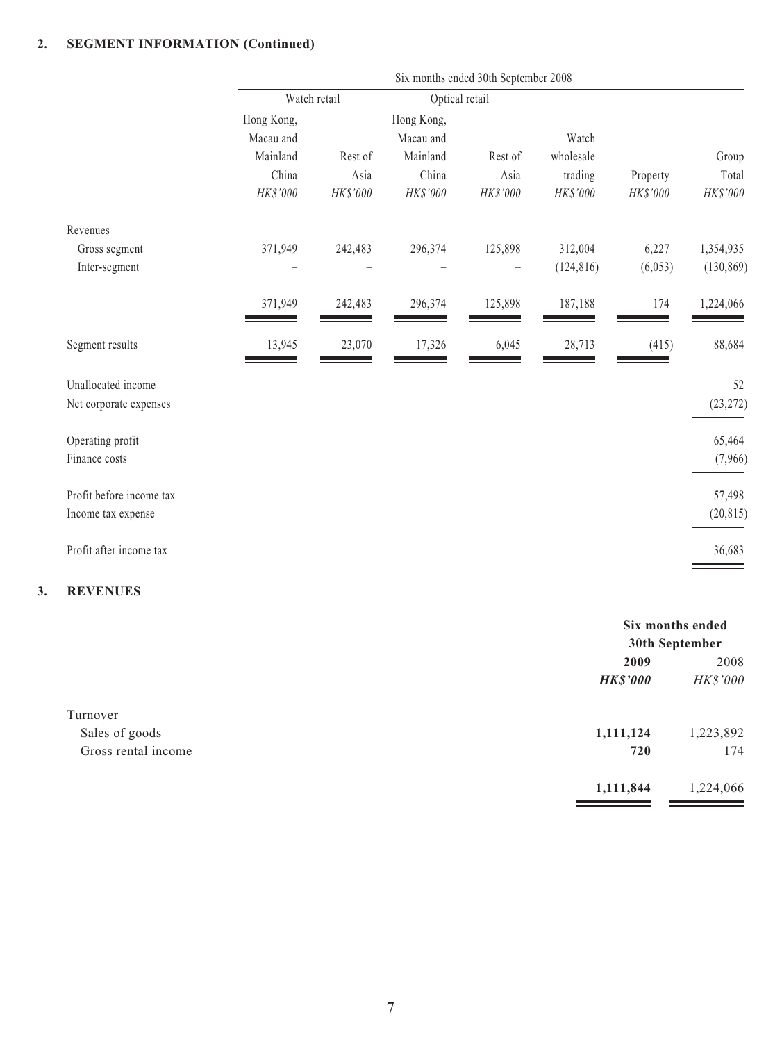## 2. SEGMENT INFORMATION (Continued)

| | Six months ended 30th September 2008 | | | | | | |
|---|---|---|---|---|---|---|---|
| | Watch retail | | Optical retail | | | | |
| | Hong Kong, Macau and Mainland China | Rest of Asia | Hong Kong, Macau and Mainland China | Rest of Asia | Watch wholesale trading | Property | Group Total |
| | *HK$'000* | *HK$'000* | *HK$'000* | *HK$'000* | *HK$'000* | *HK$'000* | *HK$'000* |
| Revenues | | | | | | | |
| Gross segment | 371,949 | 242,483 | 296,374 | 125,898 | 312,004 | 6,227 | 1,354,935 |
| Inter-segment | – | – | – | – | (124,816) | (6,053) | (130,869) |
| | 371,949 | 242,483 | 296,374 | 125,898 | 187,188 | 174 | 1,224,066 |
| Segment results | 13,945 | 23,070 | 17,326 | 6,045 | 28,713 | (415) | 88,684 |
| Unallocated income | | | | | | | 52 |
| Net corporate expenses | | | | | | | (23,272) |
| Operating profit | | | | | | | 65,464 |
| Finance costs | | | | | | | (7,966) |
| Profit before income tax | | | | | | | 57,498 |
| Income tax expense | | | | | | | (20,815) |
| Profit after income tax | | | | | | | 36,683 |

## 3. REVENUES

| | Six months ended 30th September | |
|---|---|---|
| | **2009** | 2008 |
| | ***HK$'000*** | *HK$'000* |
| Turnover | | |
| Sales of goods | **1,111,124** | 1,223,892 |
| Gross rental income | **720** | 174 |
| | **1,111,844** | 1,224,066 |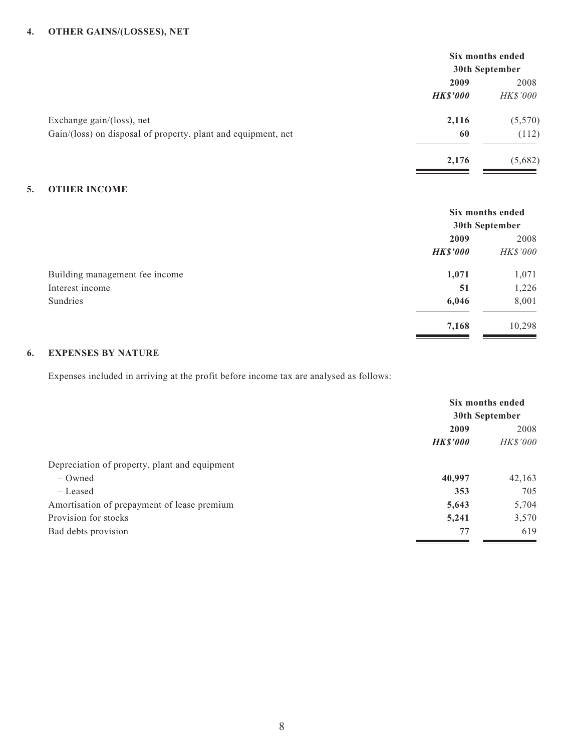## 4. OTHER GAINS/(LOSSES), NET

| | Six months ended 30th September | |
|---|---|---|
| | **2009** | 2008 |
| | ***HK$'000*** | *HK$'000* |
| Exchange gain/(loss), net | **2,116** | (5,570) |
| Gain/(loss) on disposal of property, plant and equipment, net | **60** | (112) |
| | **2,176** | (5,682) |

## 5. OTHER INCOME

| | Six months ended 30th September | |
|---|---|---|
| | **2009** | 2008 |
| | ***HK$'000*** | *HK$'000* |
| Building management fee income | **1,071** | 1,071 |
| Interest income | **51** | 1,226 |
| Sundries | **6,046** | 8,001 |
| | **7,168** | 10,298 |

## 6. EXPENSES BY NATURE

Expenses included in arriving at the profit before income tax are analysed as follows:

| | Six months ended 30th September | |
|---|---|---|
| | **2009** | 2008 |
| | ***HK$'000*** | *HK$'000* |
| Depreciation of property, plant and equipment | | |
| – Owned | **40,997** | 42,163 |
| – Leased | **353** | 705 |
| Amortisation of prepayment of lease premium | **5,643** | 5,704 |
| Provision for stocks | **5,241** | 3,570 |
| Bad debts provision | **77** | 619 |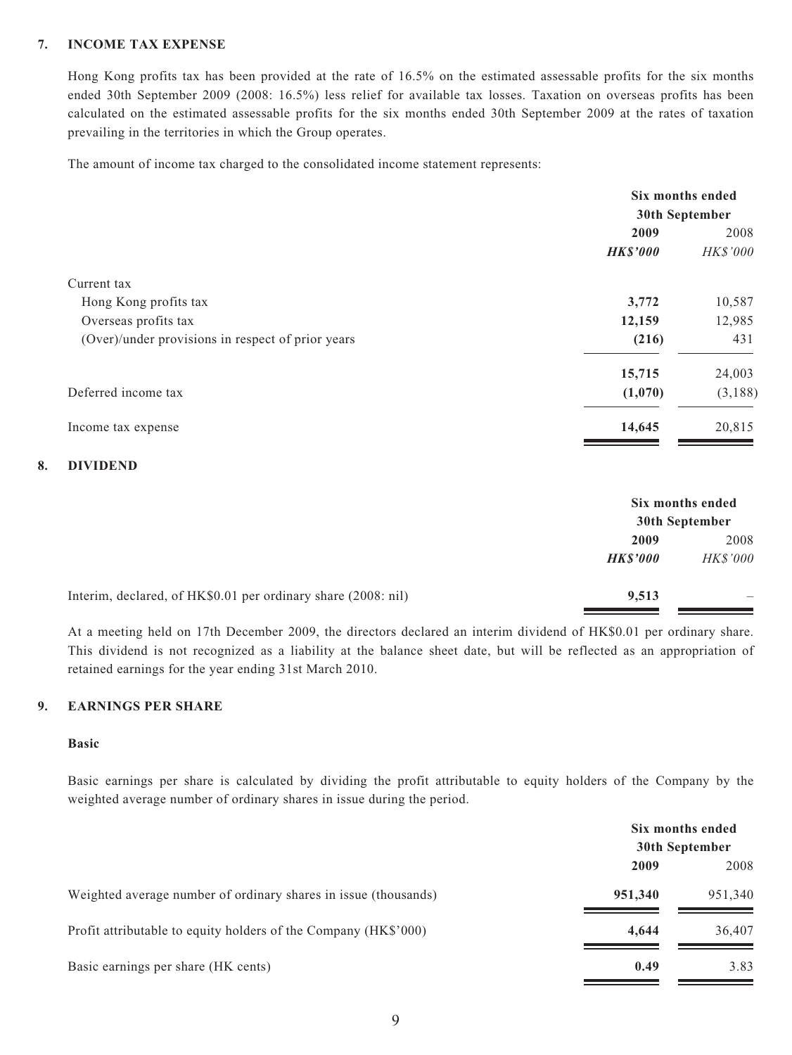## 7. INCOME TAX EXPENSE

Hong Kong profits tax has been provided at the rate of 16.5% on the estimated assessable profits for the six months ended 30th September 2009 (2008: 16.5%) less relief for available tax losses. Taxation on overseas profits has been calculated on the estimated assessable profits for the six months ended 30th September 2009 at the rates of taxation prevailing in the territories in which the Group operates.

The amount of income tax charged to the consolidated income statement represents:

| | Six months ended 30th September | |
|---|---|---|
| | **2009** | 2008 |
| | ***HK$'000*** | *HK$'000* |
| Current tax | | |
| Hong Kong profits tax | **3,772** | 10,587 |
| Overseas profits tax | **12,159** | 12,985 |
| (Over)/under provisions in respect of prior years | **(216)** | 431 |
| | **15,715** | 24,003 |
| Deferred income tax | **(1,070)** | (3,188) |
| Income tax expense | **14,645** | 20,815 |

## 8. DIVIDEND

| | Six months ended 30th September | |
|---|---|---|
| | **2009** | 2008 |
| | ***HK$'000*** | *HK$'000* |
| Interim, declared, of HK$0.01 per ordinary share (2008: nil) | **9,513** | – |

At a meeting held on 17th December 2009, the directors declared an interim dividend of HK$0.01 per ordinary share. This dividend is not recognized as a liability at the balance sheet date, but will be reflected as an appropriation of retained earnings for the year ending 31st March 2010.

## 9. EARNINGS PER SHARE

### Basic

Basic earnings per share is calculated by dividing the profit attributable to equity holders of the Company by the weighted average number of ordinary shares in issue during the period.

| | Six months ended 30th September | |
|---|---|---|
| | **2009** | 2008 |
| Weighted average number of ordinary shares in issue (thousands) | **951,340** | 951,340 |
| Profit attributable to equity holders of the Company (HK$'000) | **4,644** | 36,407 |
| Basic earnings per share (HK cents) | **0.49** | 3.83 |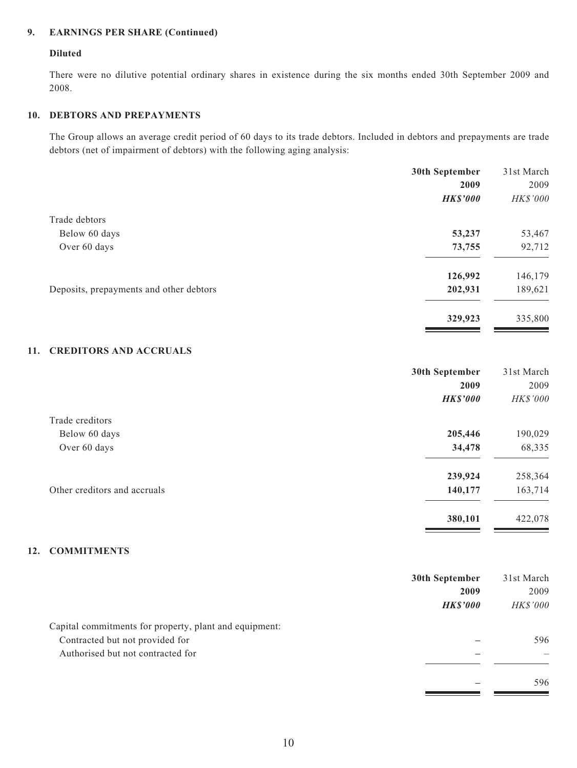## 9. EARNINGS PER SHARE (Continued)

### Diluted

There were no dilutive potential ordinary shares in existence during the six months ended 30th September 2009 and 2008.

## 10. DEBTORS AND PREPAYMENTS

The Group allows an average credit period of 60 days to its trade debtors. Included in debtors and prepayments are trade debtors (net of impairment of debtors) with the following aging analysis:

| | **30th September 2009** | 31st March 2009 |
|---|---|---|
| | ***HK$'000*** | *HK$'000* |
| Trade debtors | | |
| Below 60 days | **53,237** | 53,467 |
| Over 60 days | **73,755** | 92,712 |
| | **126,992** | 146,179 |
| Deposits, prepayments and other debtors | **202,931** | 189,621 |
| | **329,923** | 335,800 |

## 11. CREDITORS AND ACCRUALS

| | **30th September 2009** | 31st March 2009 |
|---|---|---|
| | ***HK$'000*** | *HK$'000* |
| Trade creditors | | |
| Below 60 days | **205,446** | 190,029 |
| Over 60 days | **34,478** | 68,335 |
| | **239,924** | 258,364 |
| Other creditors and accruals | **140,177** | 163,714 |
| | **380,101** | 422,078 |

## 12. COMMITMENTS

| | **30th September 2009** | 31st March 2009 |
|---|---|---|
| | ***HK$'000*** | *HK$'000* |
| Capital commitments for property, plant and equipment: | | |
| Contracted but not provided for | **–** | 596 |
| Authorised but not contracted for | **–** | – |
| | **–** | 596 |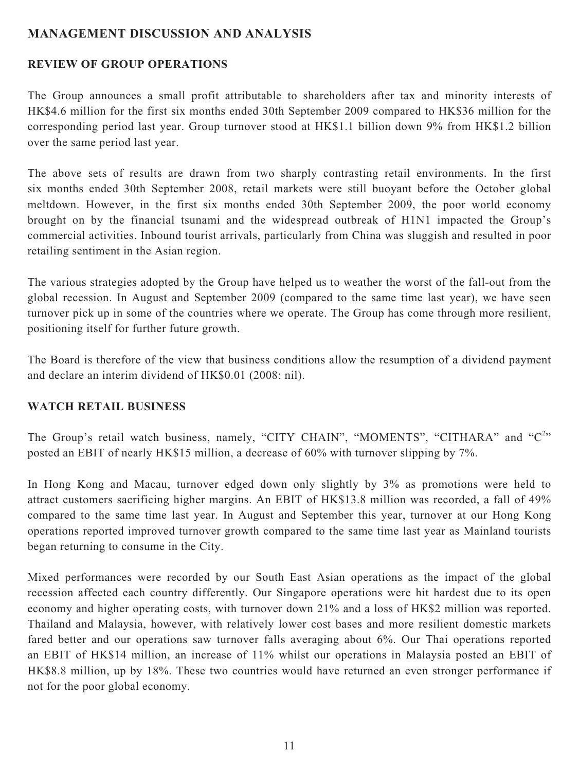## MANAGEMENT DISCUSSION AND ANALYSIS

### REVIEW OF GROUP OPERATIONS

The Group announces a small profit attributable to shareholders after tax and minority interests of HK$4.6 million for the first six months ended 30th September 2009 compared to HK$36 million for the corresponding period last year. Group turnover stood at HK$1.1 billion down 9% from HK$1.2 billion over the same period last year.

The above sets of results are drawn from two sharply contrasting retail environments. In the first six months ended 30th September 2008, retail markets were still buoyant before the October global meltdown. However, in the first six months ended 30th September 2009, the poor world economy brought on by the financial tsunami and the widespread outbreak of H1N1 impacted the Group's commercial activities. Inbound tourist arrivals, particularly from China was sluggish and resulted in poor retailing sentiment in the Asian region.

The various strategies adopted by the Group have helped us to weather the worst of the fall-out from the global recession. In August and September 2009 (compared to the same time last year), we have seen turnover pick up in some of the countries where we operate. The Group has come through more resilient, positioning itself for further future growth.

The Board is therefore of the view that business conditions allow the resumption of a dividend payment and declare an interim dividend of HK$0.01 (2008: nil).

### WATCH RETAIL BUSINESS

The Group's retail watch business, namely, "CITY CHAIN", "MOMENTS", "CITHARA" and "$C^2$" posted an EBIT of nearly HK$15 million, a decrease of 60% with turnover slipping by 7%.

In Hong Kong and Macau, turnover edged down only slightly by 3% as promotions were held to attract customers sacrificing higher margins. An EBIT of HK$13.8 million was recorded, a fall of 49% compared to the same time last year. In August and September this year, turnover at our Hong Kong operations reported improved turnover growth compared to the same time last year as Mainland tourists began returning to consume in the City.

Mixed performances were recorded by our South East Asian operations as the impact of the global recession affected each country differently. Our Singapore operations were hit hardest due to its open economy and higher operating costs, with turnover down 21% and a loss of HK$2 million was reported. Thailand and Malaysia, however, with relatively lower cost bases and more resilient domestic markets fared better and our operations saw turnover falls averaging about 6%. Our Thai operations reported an EBIT of HK$14 million, an increase of 11% whilst our operations in Malaysia posted an EBIT of HK$8.8 million, up by 18%. These two countries would have returned an even stronger performance if not for the poor global economy.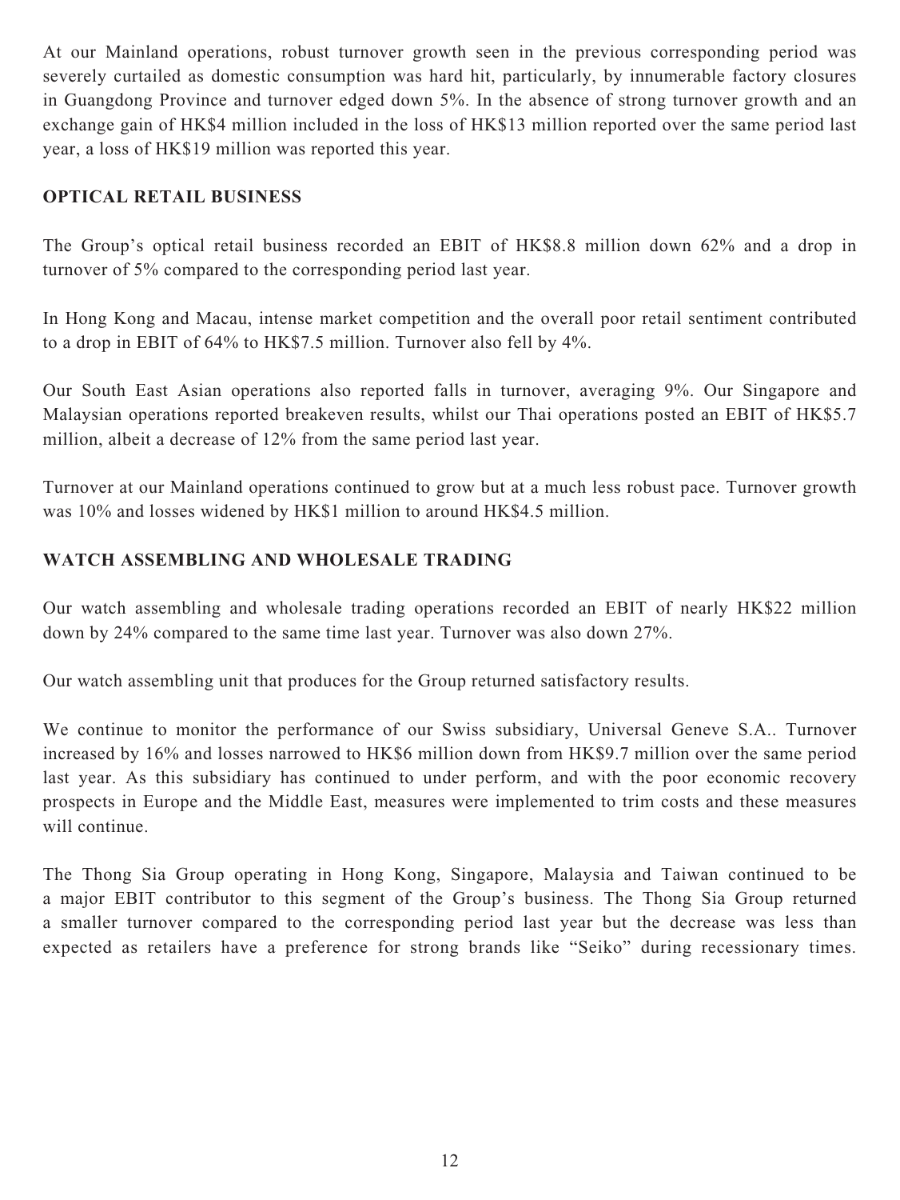At our Mainland operations, robust turnover growth seen in the previous corresponding period was severely curtailed as domestic consumption was hard hit, particularly, by innumerable factory closures in Guangdong Province and turnover edged down 5%. In the absence of strong turnover growth and an exchange gain of HK$4 million included in the loss of HK$13 million reported over the same period last year, a loss of HK$19 million was reported this year.

## OPTICAL RETAIL BUSINESS

The Group's optical retail business recorded an EBIT of HK$8.8 million down 62% and a drop in turnover of 5% compared to the corresponding period last year.

In Hong Kong and Macau, intense market competition and the overall poor retail sentiment contributed to a drop in EBIT of 64% to HK$7.5 million. Turnover also fell by 4%.

Our South East Asian operations also reported falls in turnover, averaging 9%. Our Singapore and Malaysian operations reported breakeven results, whilst our Thai operations posted an EBIT of HK$5.7 million, albeit a decrease of 12% from the same period last year.

Turnover at our Mainland operations continued to grow but at a much less robust pace. Turnover growth was 10% and losses widened by HK$1 million to around HK$4.5 million.

## WATCH ASSEMBLING AND WHOLESALE TRADING

Our watch assembling and wholesale trading operations recorded an EBIT of nearly HK$22 million down by 24% compared to the same time last year. Turnover was also down 27%.

Our watch assembling unit that produces for the Group returned satisfactory results.

We continue to monitor the performance of our Swiss subsidiary, Universal Geneve S.A.. Turnover increased by 16% and losses narrowed to HK$6 million down from HK$9.7 million over the same period last year. As this subsidiary has continued to under perform, and with the poor economic recovery prospects in Europe and the Middle East, measures were implemented to trim costs and these measures will continue.

The Thong Sia Group operating in Hong Kong, Singapore, Malaysia and Taiwan continued to be a major EBIT contributor to this segment of the Group's business. The Thong Sia Group returned a smaller turnover compared to the corresponding period last year but the decrease was less than expected as retailers have a preference for strong brands like "Seiko" during recessionary times.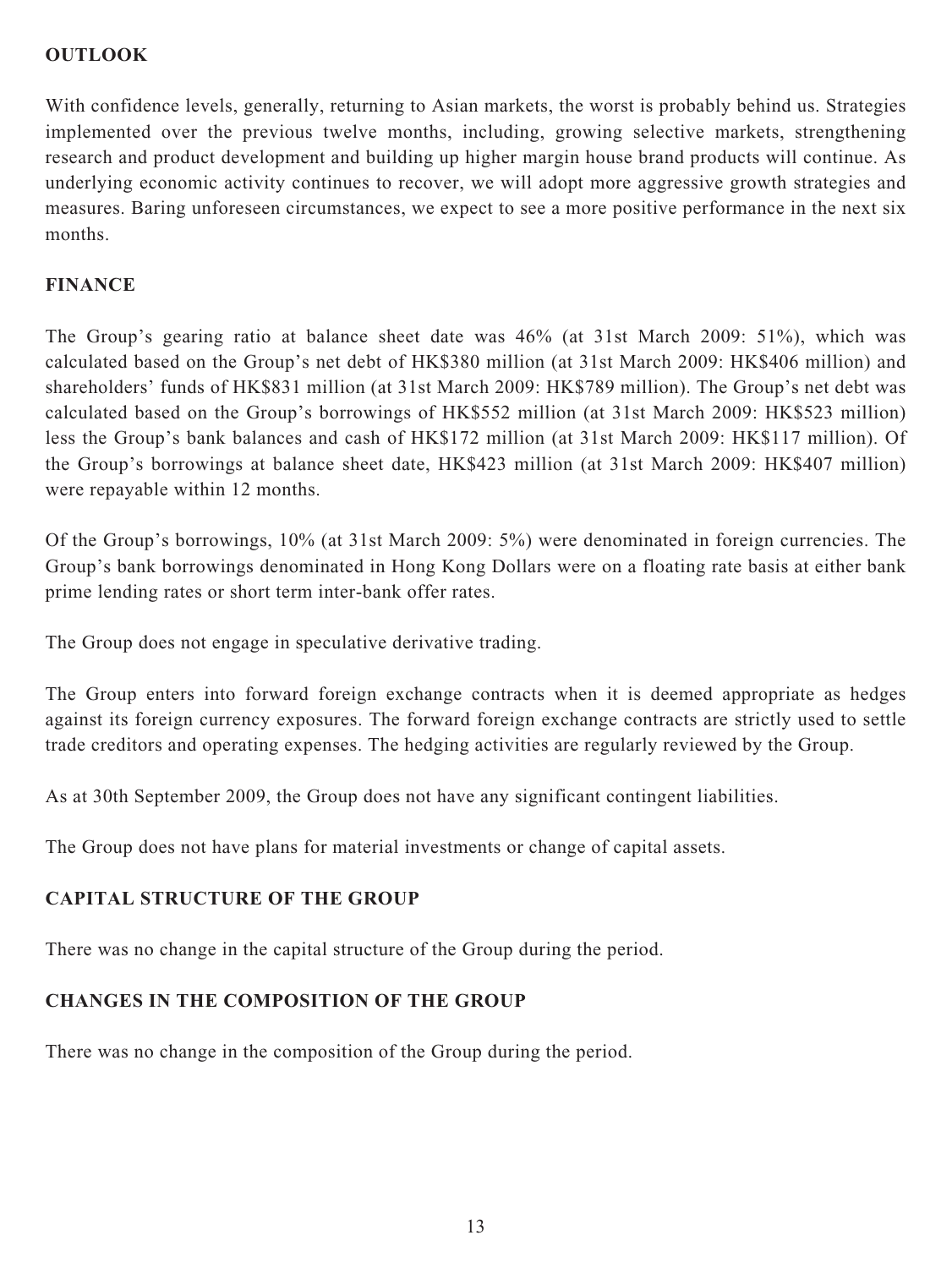## OUTLOOK

With confidence levels, generally, returning to Asian markets, the worst is probably behind us. Strategies implemented over the previous twelve months, including, growing selective markets, strengthening research and product development and building up higher margin house brand products will continue. As underlying economic activity continues to recover, we will adopt more aggressive growth strategies and measures. Baring unforeseen circumstances, we expect to see a more positive performance in the next six months.

## FINANCE

The Group's gearing ratio at balance sheet date was 46% (at 31st March 2009: 51%), which was calculated based on the Group's net debt of HK$380 million (at 31st March 2009: HK$406 million) and shareholders' funds of HK$831 million (at 31st March 2009: HK$789 million). The Group's net debt was calculated based on the Group's borrowings of HK$552 million (at 31st March 2009: HK$523 million) less the Group's bank balances and cash of HK$172 million (at 31st March 2009: HK$117 million). Of the Group's borrowings at balance sheet date, HK$423 million (at 31st March 2009: HK$407 million) were repayable within 12 months.

Of the Group's borrowings, 10% (at 31st March 2009: 5%) were denominated in foreign currencies. The Group's bank borrowings denominated in Hong Kong Dollars were on a floating rate basis at either bank prime lending rates or short term inter-bank offer rates.

The Group does not engage in speculative derivative trading.

The Group enters into forward foreign exchange contracts when it is deemed appropriate as hedges against its foreign currency exposures. The forward foreign exchange contracts are strictly used to settle trade creditors and operating expenses. The hedging activities are regularly reviewed by the Group.

As at 30th September 2009, the Group does not have any significant contingent liabilities.

The Group does not have plans for material investments or change of capital assets.

## CAPITAL STRUCTURE OF THE GROUP

There was no change in the capital structure of the Group during the period.

## CHANGES IN THE COMPOSITION OF THE GROUP

There was no change in the composition of the Group during the period.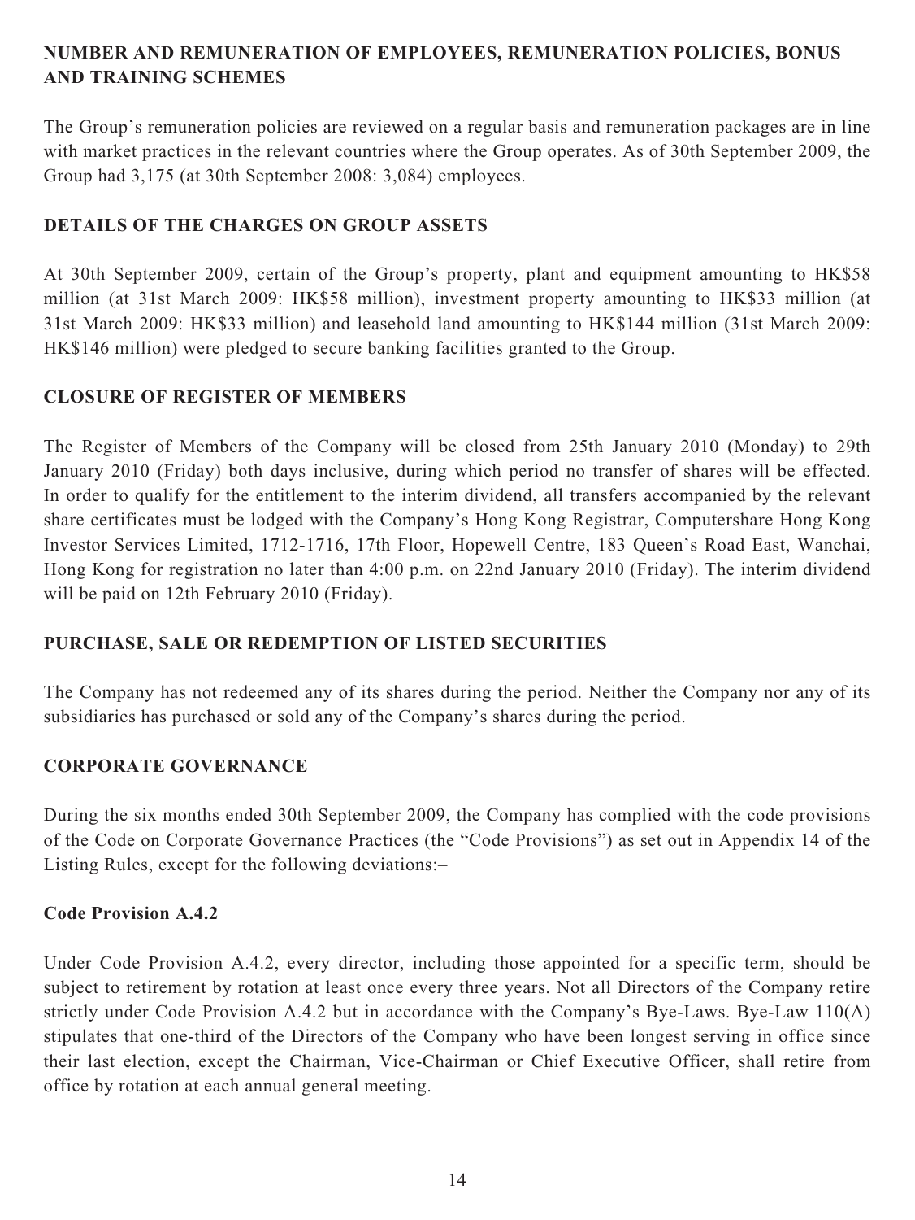## NUMBER AND REMUNERATION OF EMPLOYEES, REMUNERATION POLICIES, BONUS AND TRAINING SCHEMES

The Group's remuneration policies are reviewed on a regular basis and remuneration packages are in line with market practices in the relevant countries where the Group operates. As of 30th September 2009, the Group had 3,175 (at 30th September 2008: 3,084) employees.

## DETAILS OF THE CHARGES ON GROUP ASSETS

At 30th September 2009, certain of the Group's property, plant and equipment amounting to HK$58 million (at 31st March 2009: HK$58 million), investment property amounting to HK$33 million (at 31st March 2009: HK$33 million) and leasehold land amounting to HK$144 million (31st March 2009: HK$146 million) were pledged to secure banking facilities granted to the Group.

## CLOSURE OF REGISTER OF MEMBERS

The Register of Members of the Company will be closed from 25th January 2010 (Monday) to 29th January 2010 (Friday) both days inclusive, during which period no transfer of shares will be effected. In order to qualify for the entitlement to the interim dividend, all transfers accompanied by the relevant share certificates must be lodged with the Company's Hong Kong Registrar, Computershare Hong Kong Investor Services Limited, 1712-1716, 17th Floor, Hopewell Centre, 183 Queen's Road East, Wanchai, Hong Kong for registration no later than 4:00 p.m. on 22nd January 2010 (Friday). The interim dividend will be paid on 12th February 2010 (Friday).

## PURCHASE, SALE OR REDEMPTION OF LISTED SECURITIES

The Company has not redeemed any of its shares during the period. Neither the Company nor any of its subsidiaries has purchased or sold any of the Company's shares during the period.

## CORPORATE GOVERNANCE

During the six months ended 30th September 2009, the Company has complied with the code provisions of the Code on Corporate Governance Practices (the "Code Provisions") as set out in Appendix 14 of the Listing Rules, except for the following deviations:–

### Code Provision A.4.2

Under Code Provision A.4.2, every director, including those appointed for a specific term, should be subject to retirement by rotation at least once every three years. Not all Directors of the Company retire strictly under Code Provision A.4.2 but in accordance with the Company's Bye-Laws. Bye-Law 110(A) stipulates that one-third of the Directors of the Company who have been longest serving in office since their last election, except the Chairman, Vice-Chairman or Chief Executive Officer, shall retire from office by rotation at each annual general meeting.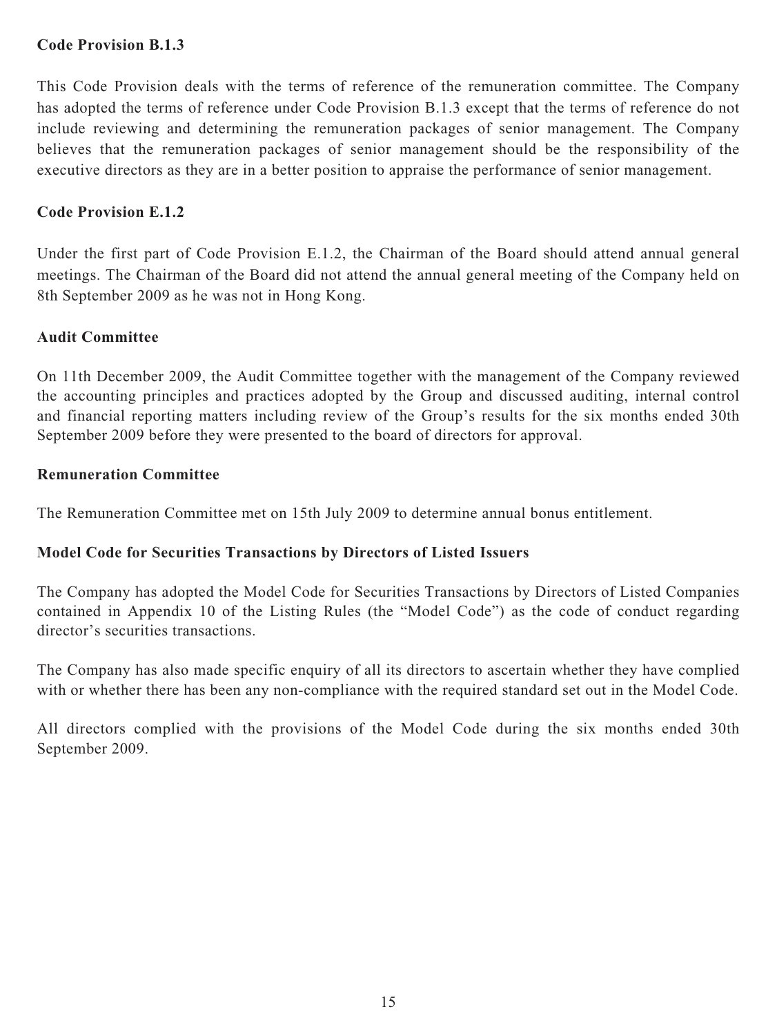**Code Provision B.1.3**

This Code Provision deals with the terms of reference of the remuneration committee. The Company has adopted the terms of reference under Code Provision B.1.3 except that the terms of reference do not include reviewing and determining the remuneration packages of senior management. The Company believes that the remuneration packages of senior management should be the responsibility of the executive directors as they are in a better position to appraise the performance of senior management.

**Code Provision E.1.2**

Under the first part of Code Provision E.1.2, the Chairman of the Board should attend annual general meetings. The Chairman of the Board did not attend the annual general meeting of the Company held on 8th September 2009 as he was not in Hong Kong.

**Audit Committee**

On 11th December 2009, the Audit Committee together with the management of the Company reviewed the accounting principles and practices adopted by the Group and discussed auditing, internal control and financial reporting matters including review of the Group's results for the six months ended 30th September 2009 before they were presented to the board of directors for approval.

**Remuneration Committee**

The Remuneration Committee met on 15th July 2009 to determine annual bonus entitlement.

**Model Code for Securities Transactions by Directors of Listed Issuers**

The Company has adopted the Model Code for Securities Transactions by Directors of Listed Companies contained in Appendix 10 of the Listing Rules (the "Model Code") as the code of conduct regarding director's securities transactions.

The Company has also made specific enquiry of all its directors to ascertain whether they have complied with or whether there has been any non-compliance with the required standard set out in the Model Code.

All directors complied with the provisions of the Model Code during the six months ended 30th September 2009.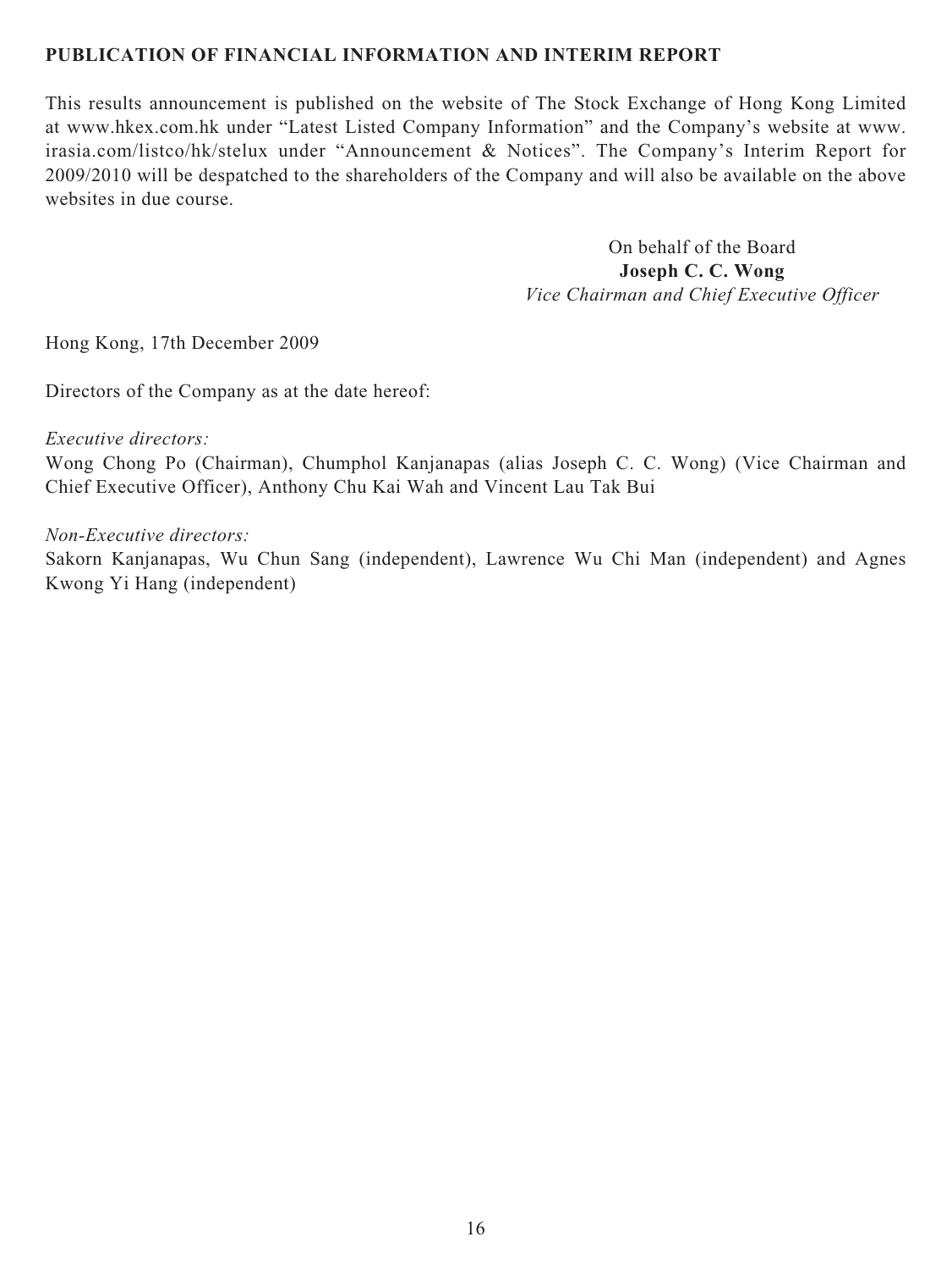**PUBLICATION OF FINANCIAL INFORMATION AND INTERIM REPORT**

This results announcement is published on the website of The Stock Exchange of Hong Kong Limited at www.hkex.com.hk under "Latest Listed Company Information" and the Company's website at www.irasia.com/listco/hk/stelux under "Announcement & Notices". The Company's Interim Report for 2009/2010 will be despatched to the shareholders of the Company and will also be available on the above websites in due course.

On behalf of the Board
**Joseph C. C. Wong**
*Vice Chairman and Chief Executive Officer*

Hong Kong, 17th December 2009

Directors of the Company as at the date hereof:

*Executive directors:*
Wong Chong Po (Chairman), Chumphol Kanjanapas (alias Joseph C. C. Wong) (Vice Chairman and Chief Executive Officer), Anthony Chu Kai Wah and Vincent Lau Tak Bui

*Non-Executive directors:*
Sakorn Kanjanapas, Wu Chun Sang (independent), Lawrence Wu Chi Man (independent) and Agnes Kwong Yi Hang (independent)